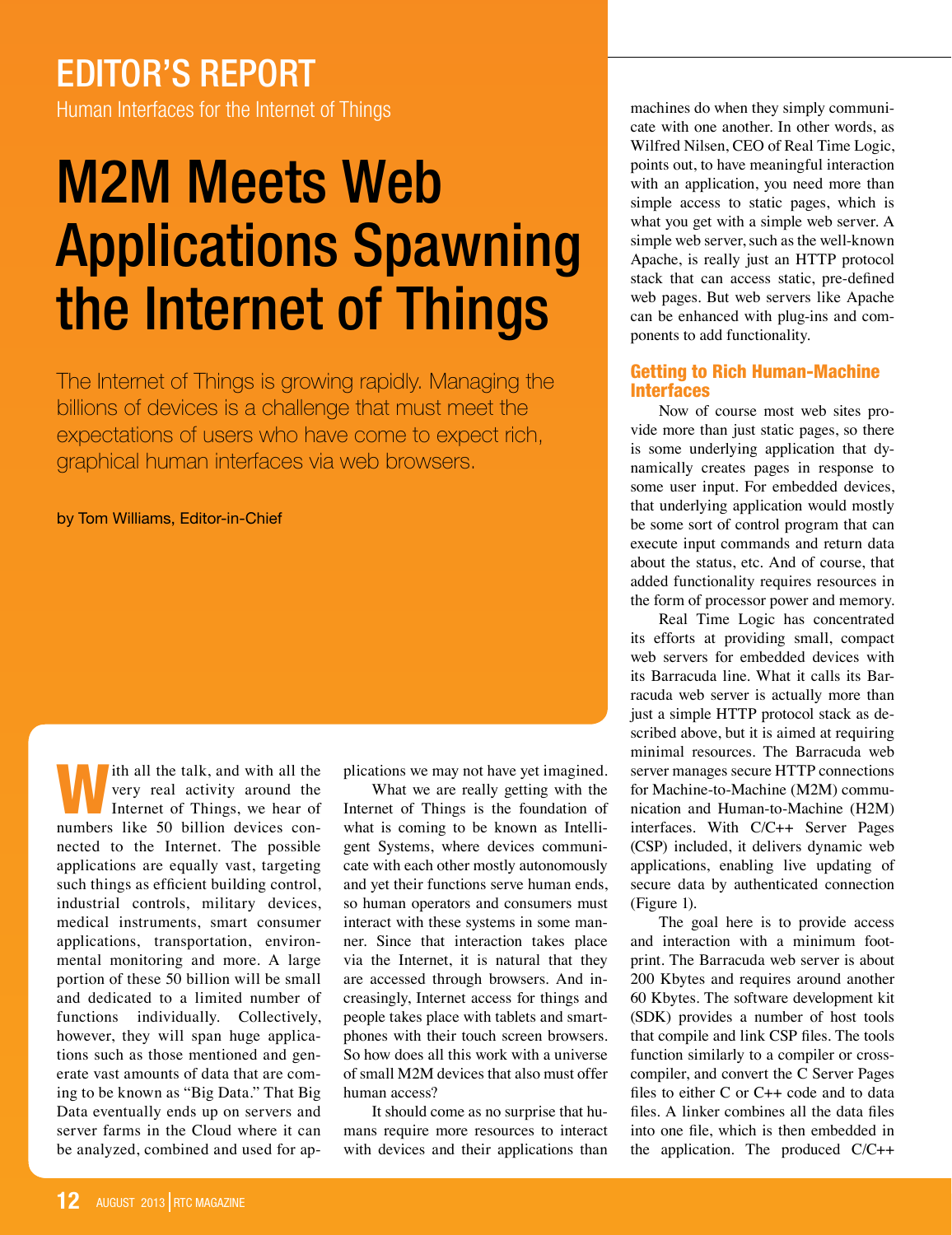EDITOR'S REPORT

Human Interfaces for the Internet of Things

# M2M Meets Web Applications Spawning the Internet of Things

The Internet of Things is growing rapidly. Managing the billions of devices is a challenge that must meet the expectations of users who have come to expect rich, graphical human interfaces via web browsers.

by Tom Williams, Editor-in-Chief

With all the talk, and with all the very real activity around the Internet of Things, we hear of numbers like 50 billion devices connected to the Internet. The possible applications are equally vast, targeting such things as efficient building control, industrial controls, military devices, medical instruments, smart consumer applications, transportation, environmental monitoring and more. A large portion of these 50 billion will be small and dedicated to a limited number of functions individually. Collectively, however, they will span huge applications such as those mentioned and generate vast amounts of data that are coming to be known as "Big Data." That Big Data eventually ends up on servers and server farms in the Cloud where it can be analyzed, combined and used for applications we may not have yet imagined.

What we are really getting with the Internet of Things is the foundation of what is coming to be known as Intelligent Systems, where devices communicate with each other mostly autonomously and yet their functions serve human ends, so human operators and consumers must interact with these systems in some manner. Since that interaction takes place via the Internet, it is natural that they are accessed through browsers. And increasingly, Internet access for things and people takes place with tablets and smartphones with their touch screen browsers. So how does all this work with a universe of small M2M devices that also must offer human access?

It should come as no surprise that humans require more resources to interact with devices and their applications than machines do when they simply communicate with one another. In other words, as Wilfred Nilsen, CEO of Real Time Logic, points out, to have meaningful interaction with an application, you need more than simple access to static pages, which is what you get with a simple web server. A simple web server, such as the well-known Apache, is really just an HTTP protocol stack that can access static, pre-defined web pages. But web servers like Apache can be enhanced with plug-ins and components to add functionality.

## Getting to Rich Human-Machine Interfaces

Now of course most web sites provide more than just static pages, so there is some underlying application that dynamically creates pages in response to some user input. For embedded devices, that underlying application would mostly be some sort of control program that can execute input commands and return data about the status, etc. And of course, that added functionality requires resources in the form of processor power and memory.

Real Time Logic has concentrated its efforts at providing small, compact web servers for embedded devices with its Barracuda line. What it calls its Barracuda web server is actually more than just a simple HTTP protocol stack as described above, but it is aimed at requiring minimal resources. The Barracuda web server manages secure HTTP connections for Machine-to-Machine (M2M) communication and Human-to-Machine (H2M) interfaces. With C/C++ Server Pages (CSP) included, it delivers dynamic web applications, enabling live updating of secure data by authenticated connection (Figure 1).

The goal here is to provide access and interaction with a minimum footprint. The Barracuda web server is about 200 Kbytes and requires around another 60 Kbytes. The software development kit (SDK) provides a number of host tools that compile and link CSP files. The tools function similarly to a compiler or cross-compiler, and convert the C Server Pages files to either C or C++ code and to data files. A linker combines all the data files into one file, which is then embedded in the application. The produced C/C++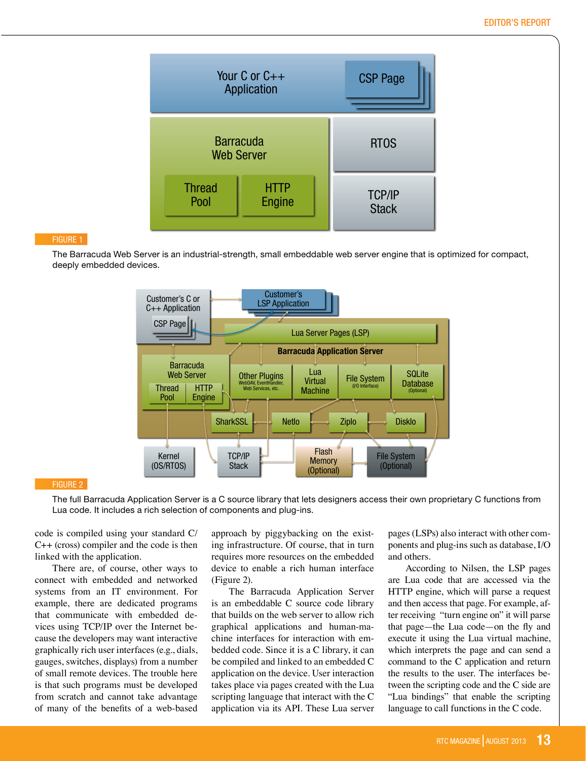FIGURE 1

The Barracuda Web Server is an industrial-strength, small embeddable web server engine that is optimized for compact, deeply embedded devices.

FIGURE 2

The full Barracuda Application Server is a C source library that lets designers access their own proprietary C functions from Lua code. It includes a rich selection of components and plug-ins.

code is compiled using your standard C/C++ (cross) compiler and the code is then linked with the application.

There are, of course, other ways to connect with embedded and networked systems from an IT environment. For example, there are dedicated programs that communicate with embedded devices using TCP/IP over the Internet because the developers may want interactive graphically rich user interfaces (e.g., dials, gauges, switches, displays) from a number of small remote devices. The trouble here is that such programs must be developed from scratch and cannot take advantage of many of the benefits of a web-based approach by piggybacking on the existing infrastructure. Of course, that in turn requires more resources on the embedded device to enable a rich human interface (Figure 2).

The Barracuda Application Server is an embeddable C source code library that builds on the web server to allow rich graphical applications and human-machine interfaces for interaction with embedded code. Since it is a C library, it can be compiled and linked to an embedded C application on the device. User interaction takes place via pages created with the Lua scripting language that interact with the C application via its API. These Lua server pages (LSPs) also interact with other components and plug-ins such as database, I/O and others.

According to Nilsen, the LSP pages are Lua code that are accessed via the HTTP engine, which will parse a request and then access that page. For example, after receiving "turn engine on" it will parse that page—the Lua code—on the fly and execute it using the Lua virtual machine, which interprets the page and can send a command to the C application and return the results to the user. The interfaces between the scripting code and the C side are "Lua bindings" that enable the scripting language to call functions in the C code.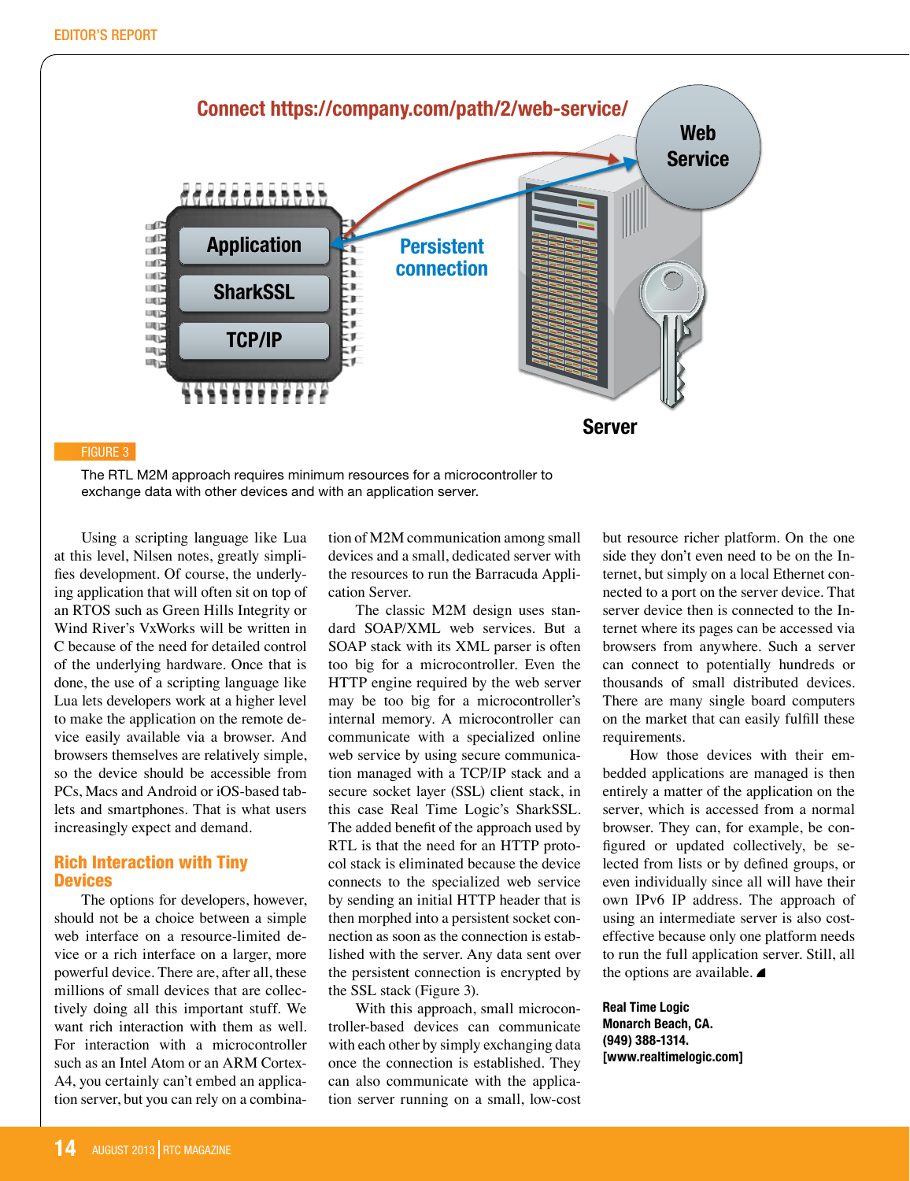Connect https://company.com/path/2/web-service/

Web Service

Application

SharkSSL

TCP/IP

Persistent connection

Server

FIGURE 3

The RTL M2M approach requires minimum resources for a microcontroller to exchange data with other devices and with an application server.

Using a scripting language like Lua at this level, Nilsen notes, greatly simplifies development. Of course, the underlying application that will often sit on top of an RTOS such as Green Hills Integrity or Wind River's VxWorks will be written in C because of the need for detailed control of the underlying hardware. Once that is done, the use of a scripting language like Lua lets developers work at a higher level to make the application on the remote device easily available via a browser. And browsers themselves are relatively simple, so the device should be accessible from PCs, Macs and Android or iOS-based tablets and smartphones. That is what users increasingly expect and demand.

## Rich Interaction with Tiny Devices

The options for developers, however, should not be a choice between a simple web interface on a resource-limited device or a rich interface on a larger, more powerful device. There are, after all, these millions of small devices that are collectively doing all this important stuff. We want rich interaction with them as well. For interaction with a microcontroller such as an Intel Atom or an ARM Cortex-A4, you certainly can't embed an application server, but you can rely on a combination of M2M communication among small devices and a small, dedicated server with the resources to run the Barracuda Application Server.

The classic M2M design uses standard SOAP/XML web services. But a SOAP stack with its XML parser is often too big for a microcontroller. Even the HTTP engine required by the web server may be too big for a microcontroller's internal memory. A microcontroller can communicate with a specialized online web service by using secure communication managed with a TCP/IP stack and a secure socket layer (SSL) client stack, in this case Real Time Logic's SharkSSL. The added benefit of the approach used by RTL is that the need for an HTTP protocol stack is eliminated because the device connects to the specialized web service by sending an initial HTTP header that is then morphed into a persistent socket connection as soon as the connection is established with the server. Any data sent over the persistent connection is encrypted by the SSL stack (Figure 3).

With this approach, small microcontroller-based devices can communicate with each other by simply exchanging data once the connection is established. They can also communicate with the application server running on a small, low-cost but resource richer platform. On the one side they don't even need to be on the Internet, but simply on a local Ethernet connected to a port on the server device. That server device then is connected to the Internet where its pages can be accessed via browsers from anywhere. Such a server can connect to potentially hundreds or thousands of small distributed devices. There are many single board computers on the market that can easily fulfill these requirements.

How those devices with their embedded applications are managed is then entirely a matter of the application on the server, which is accessed from a normal browser. They can, for example, be configured or updated collectively, be selected from lists or by defined groups, or even individually since all will have their own IPv6 IP address. The approach of using an intermediate server is also cost-effective because only one platform needs to run the full application server. Still, all the options are available. ◢

**Real Time Logic**
**Monarch Beach, CA.**
**(949) 388-1314.**
**[www.realtimelogic.com]**